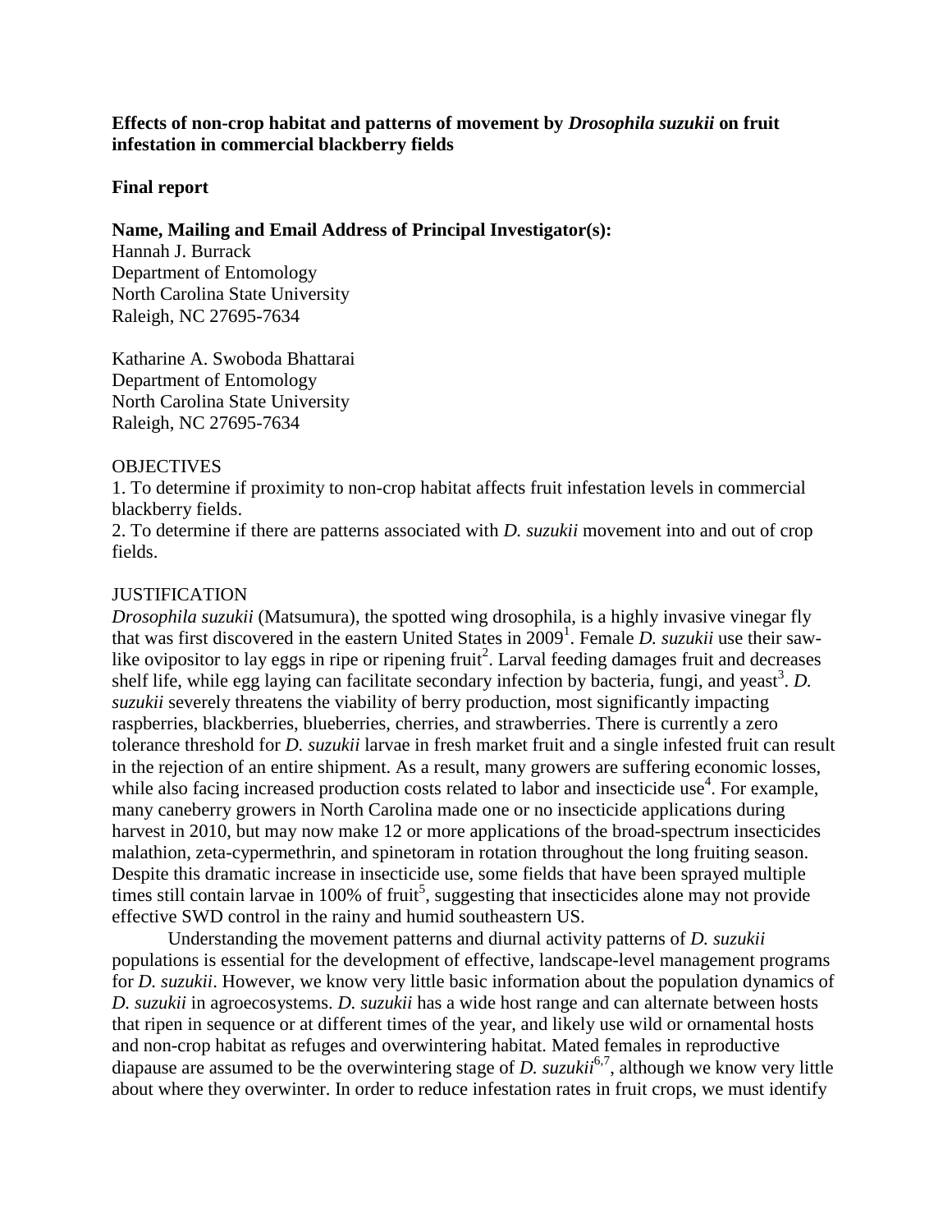**Effects of non-crop habitat and patterns of movement by *Drosophila suzukii* on fruit infestation in commercial blackberry fields**

**Final report**

**Name, Mailing and Email Address of Principal Investigator(s):**

Hannah J. Burrack
Department of Entomology
North Carolina State University
Raleigh, NC 27695-7634

Katharine A. Swoboda Bhattarai
Department of Entomology
North Carolina State University
Raleigh, NC 27695-7634

OBJECTIVES

1. To determine if proximity to non-crop habitat affects fruit infestation levels in commercial blackberry fields.
2. To determine if there are patterns associated with *D. suzukii* movement into and out of crop fields.

JUSTIFICATION

*Drosophila suzukii* (Matsumura), the spotted wing drosophila, is a highly invasive vinegar fly that was first discovered in the eastern United States in 2009[1]. Female *D. suzukii* use their saw-like ovipositor to lay eggs in ripe or ripening fruit[2]. Larval feeding damages fruit and decreases shelf life, while egg laying can facilitate secondary infection by bacteria, fungi, and yeast[3]. *D. suzukii* severely threatens the viability of berry production, most significantly impacting raspberries, blackberries, blueberries, cherries, and strawberries. There is currently a zero tolerance threshold for *D. suzukii* larvae in fresh market fruit and a single infested fruit can result in the rejection of an entire shipment. As a result, many growers are suffering economic losses, while also facing increased production costs related to labor and insecticide use[4]. For example, many caneberry growers in North Carolina made one or no insecticide applications during harvest in 2010, but may now make 12 or more applications of the broad-spectrum insecticides malathion, zeta-cypermethrin, and spinetoram in rotation throughout the long fruiting season. Despite this dramatic increase in insecticide use, some fields that have been sprayed multiple times still contain larvae in 100% of fruit[5], suggesting that insecticides alone may not provide effective SWD control in the rainy and humid southeastern US.

Understanding the movement patterns and diurnal activity patterns of *D. suzukii* populations is essential for the development of effective, landscape-level management programs for *D. suzukii*. However, we know very little basic information about the population dynamics of *D. suzukii* in agroecosystems. *D. suzukii* has a wide host range and can alternate between hosts that ripen in sequence or at different times of the year, and likely use wild or ornamental hosts and non-crop habitat as refuges and overwintering habitat. Mated females in reproductive diapause are assumed to be the overwintering stage of *D. suzukii*[6,7], although we know very little about where they overwinter. In order to reduce infestation rates in fruit crops, we must identify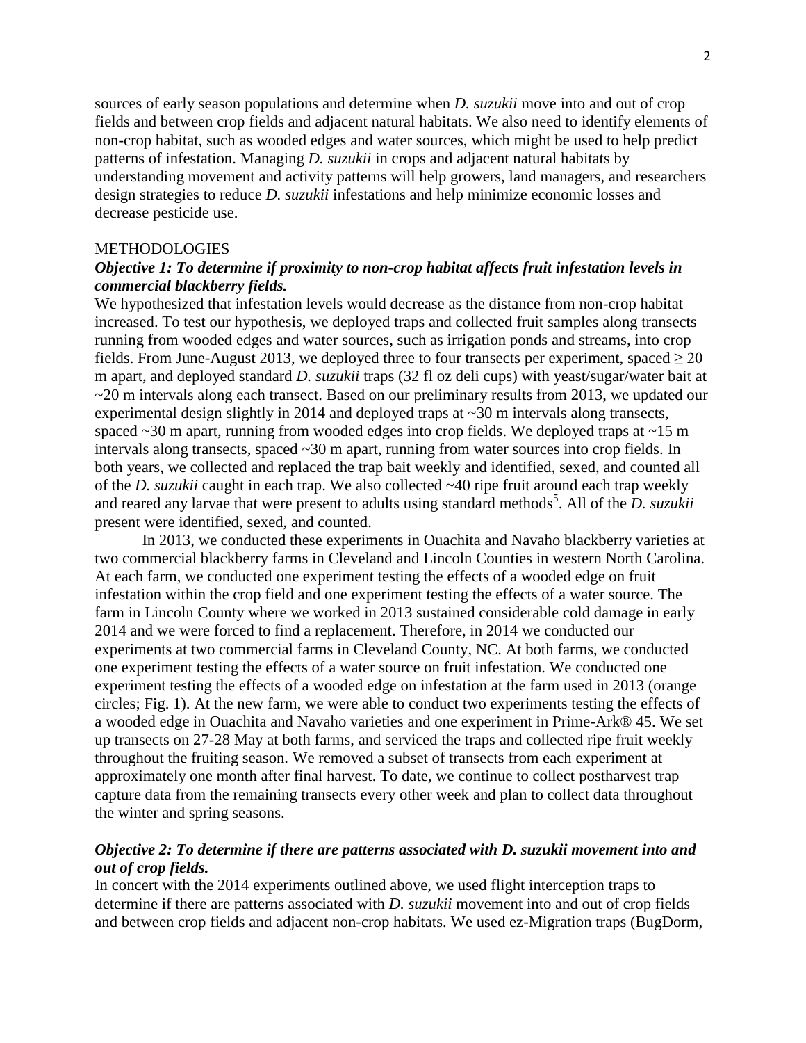sources of early season populations and determine when *D. suzukii* move into and out of crop fields and between crop fields and adjacent natural habitats. We also need to identify elements of non-crop habitat, such as wooded edges and water sources, which might be used to help predict patterns of infestation. Managing *D. suzukii* in crops and adjacent natural habitats by understanding movement and activity patterns will help growers, land managers, and researchers design strategies to reduce *D. suzukii* infestations and help minimize economic losses and decrease pesticide use.

## METHODOLOGIES

### *Objective 1: To determine if proximity to non-crop habitat affects fruit infestation levels in commercial blackberry fields.*

We hypothesized that infestation levels would decrease as the distance from non-crop habitat increased. To test our hypothesis, we deployed traps and collected fruit samples along transects running from wooded edges and water sources, such as irrigation ponds and streams, into crop fields. From June-August 2013, we deployed three to four transects per experiment, spaced ≥ 20 m apart, and deployed standard *D. suzukii* traps (32 fl oz deli cups) with yeast/sugar/water bait at ~20 m intervals along each transect. Based on our preliminary results from 2013, we updated our experimental design slightly in 2014 and deployed traps at ~30 m intervals along transects, spaced ~30 m apart, running from wooded edges into crop fields. We deployed traps at ~15 m intervals along transects, spaced ~30 m apart, running from water sources into crop fields. In both years, we collected and replaced the trap bait weekly and identified, sexed, and counted all of the *D. suzukii* caught in each trap. We also collected ~40 ripe fruit around each trap weekly and reared any larvae that were present to adults using standard methods[5]. All of the *D. suzukii* present were identified, sexed, and counted.

In 2013, we conducted these experiments in Ouachita and Navaho blackberry varieties at two commercial blackberry farms in Cleveland and Lincoln Counties in western North Carolina. At each farm, we conducted one experiment testing the effects of a wooded edge on fruit infestation within the crop field and one experiment testing the effects of a water source. The farm in Lincoln County where we worked in 2013 sustained considerable cold damage in early 2014 and we were forced to find a replacement. Therefore, in 2014 we conducted our experiments at two commercial farms in Cleveland County, NC. At both farms, we conducted one experiment testing the effects of a water source on fruit infestation. We conducted one experiment testing the effects of a wooded edge on infestation at the farm used in 2013 (orange circles; Fig. 1). At the new farm, we were able to conduct two experiments testing the effects of a wooded edge in Ouachita and Navaho varieties and one experiment in Prime-Ark® 45. We set up transects on 27-28 May at both farms, and serviced the traps and collected ripe fruit weekly throughout the fruiting season. We removed a subset of transects from each experiment at approximately one month after final harvest. To date, we continue to collect postharvest trap capture data from the remaining transects every other week and plan to collect data throughout the winter and spring seasons.

### *Objective 2: To determine if there are patterns associated with D. suzukii movement into and out of crop fields.*

In concert with the 2014 experiments outlined above, we used flight interception traps to determine if there are patterns associated with *D. suzukii* movement into and out of crop fields and between crop fields and adjacent non-crop habitats. We used ez-Migration traps (BugDorm,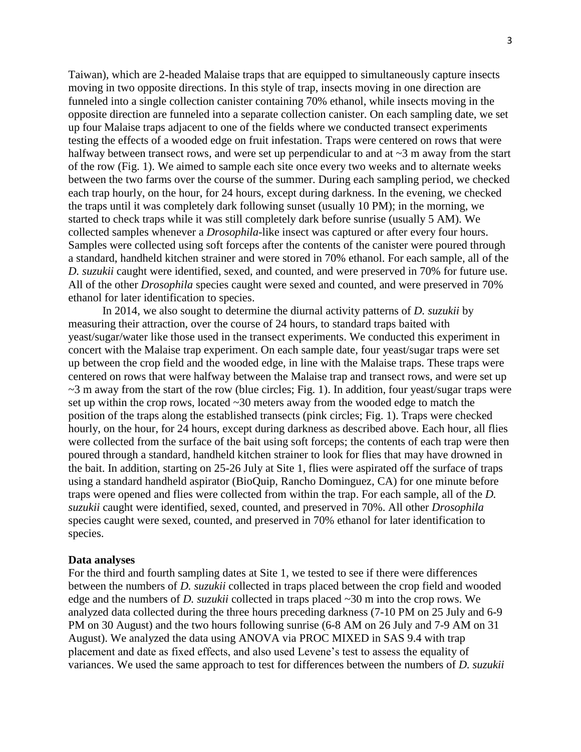Taiwan), which are 2-headed Malaise traps that are equipped to simultaneously capture insects moving in two opposite directions. In this style of trap, insects moving in one direction are funneled into a single collection canister containing 70% ethanol, while insects moving in the opposite direction are funneled into a separate collection canister. On each sampling date, we set up four Malaise traps adjacent to one of the fields where we conducted transect experiments testing the effects of a wooded edge on fruit infestation. Traps were centered on rows that were halfway between transect rows, and were set up perpendicular to and at ~3 m away from the start of the row (Fig. 1). We aimed to sample each site once every two weeks and to alternate weeks between the two farms over the course of the summer. During each sampling period, we checked each trap hourly, on the hour, for 24 hours, except during darkness. In the evening, we checked the traps until it was completely dark following sunset (usually 10 PM); in the morning, we started to check traps while it was still completely dark before sunrise (usually 5 AM). We collected samples whenever a *Drosophila*-like insect was captured or after every four hours. Samples were collected using soft forceps after the contents of the canister were poured through a standard, handheld kitchen strainer and were stored in 70% ethanol. For each sample, all of the *D. suzukii* caught were identified, sexed, and counted, and were preserved in 70% for future use. All of the other *Drosophila* species caught were sexed and counted, and were preserved in 70% ethanol for later identification to species.

In 2014, we also sought to determine the diurnal activity patterns of *D. suzukii* by measuring their attraction, over the course of 24 hours, to standard traps baited with yeast/sugar/water like those used in the transect experiments. We conducted this experiment in concert with the Malaise trap experiment. On each sample date, four yeast/sugar traps were set up between the crop field and the wooded edge, in line with the Malaise traps. These traps were centered on rows that were halfway between the Malaise trap and transect rows, and were set up ~3 m away from the start of the row (blue circles; Fig. 1). In addition, four yeast/sugar traps were set up within the crop rows, located ~30 meters away from the wooded edge to match the position of the traps along the established transects (pink circles; Fig. 1). Traps were checked hourly, on the hour, for 24 hours, except during darkness as described above. Each hour, all flies were collected from the surface of the bait using soft forceps; the contents of each trap were then poured through a standard, handheld kitchen strainer to look for flies that may have drowned in the bait. In addition, starting on 25-26 July at Site 1, flies were aspirated off the surface of traps using a standard handheld aspirator (BioQuip, Rancho Dominguez, CA) for one minute before traps were opened and flies were collected from within the trap. For each sample, all of the *D. suzukii* caught were identified, sexed, counted, and preserved in 70%. All other *Drosophila* species caught were sexed, counted, and preserved in 70% ethanol for later identification to species.

### Data analyses

For the third and fourth sampling dates at Site 1, we tested to see if there were differences between the numbers of *D. suzukii* collected in traps placed between the crop field and wooded edge and the numbers of *D. suzukii* collected in traps placed ~30 m into the crop rows. We analyzed data collected during the three hours preceding darkness (7-10 PM on 25 July and 6-9 PM on 30 August) and the two hours following sunrise (6-8 AM on 26 July and 7-9 AM on 31 August). We analyzed the data using ANOVA via PROC MIXED in SAS 9.4 with trap placement and date as fixed effects, and also used Levene's test to assess the equality of variances. We used the same approach to test for differences between the numbers of *D. suzukii*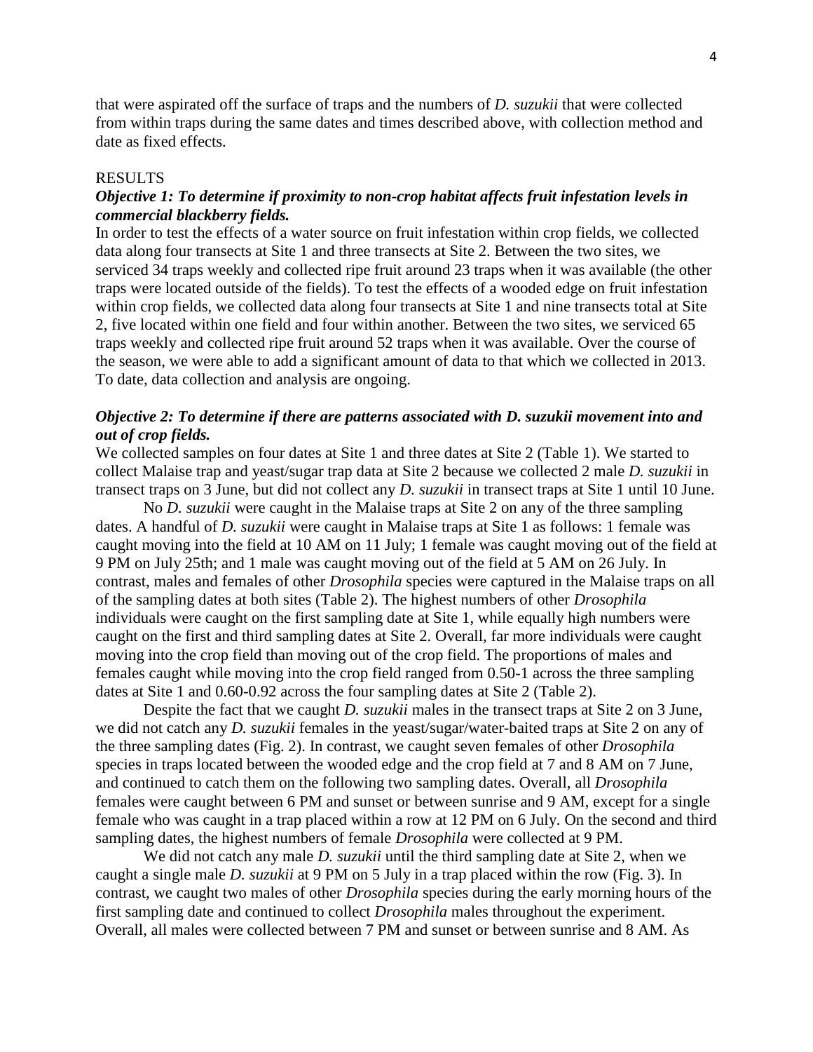that were aspirated off the surface of traps and the numbers of *D. suzukii* that were collected from within traps during the same dates and times described above, with collection method and date as fixed effects.

## RESULTS

### *Objective 1: To determine if proximity to non-crop habitat affects fruit infestation levels in commercial blackberry fields.*

In order to test the effects of a water source on fruit infestation within crop fields, we collected data along four transects at Site 1 and three transects at Site 2. Between the two sites, we serviced 34 traps weekly and collected ripe fruit around 23 traps when it was available (the other traps were located outside of the fields). To test the effects of a wooded edge on fruit infestation within crop fields, we collected data along four transects at Site 1 and nine transects total at Site 2, five located within one field and four within another. Between the two sites, we serviced 65 traps weekly and collected ripe fruit around 52 traps when it was available. Over the course of the season, we were able to add a significant amount of data to that which we collected in 2013. To date, data collection and analysis are ongoing.

### *Objective 2: To determine if there are patterns associated with D. suzukii movement into and out of crop fields.*

We collected samples on four dates at Site 1 and three dates at Site 2 (Table 1). We started to collect Malaise trap and yeast/sugar trap data at Site 2 because we collected 2 male *D. suzukii* in transect traps on 3 June, but did not collect any *D. suzukii* in transect traps at Site 1 until 10 June.

No *D. suzukii* were caught in the Malaise traps at Site 2 on any of the three sampling dates. A handful of *D. suzukii* were caught in Malaise traps at Site 1 as follows: 1 female was caught moving into the field at 10 AM on 11 July; 1 female was caught moving out of the field at 9 PM on July 25th; and 1 male was caught moving out of the field at 5 AM on 26 July. In contrast, males and females of other *Drosophila* species were captured in the Malaise traps on all of the sampling dates at both sites (Table 2). The highest numbers of other *Drosophila* individuals were caught on the first sampling date at Site 1, while equally high numbers were caught on the first and third sampling dates at Site 2. Overall, far more individuals were caught moving into the crop field than moving out of the crop field. The proportions of males and females caught while moving into the crop field ranged from 0.50-1 across the three sampling dates at Site 1 and 0.60-0.92 across the four sampling dates at Site 2 (Table 2).

Despite the fact that we caught *D. suzukii* males in the transect traps at Site 2 on 3 June, we did not catch any *D. suzukii* females in the yeast/sugar/water-baited traps at Site 2 on any of the three sampling dates (Fig. 2). In contrast, we caught seven females of other *Drosophila* species in traps located between the wooded edge and the crop field at 7 and 8 AM on 7 June, and continued to catch them on the following two sampling dates. Overall, all *Drosophila* females were caught between 6 PM and sunset or between sunrise and 9 AM, except for a single female who was caught in a trap placed within a row at 12 PM on 6 July. On the second and third sampling dates, the highest numbers of female *Drosophila* were collected at 9 PM.

We did not catch any male *D. suzukii* until the third sampling date at Site 2, when we caught a single male *D. suzukii* at 9 PM on 5 July in a trap placed within the row (Fig. 3). In contrast, we caught two males of other *Drosophila* species during the early morning hours of the first sampling date and continued to collect *Drosophila* males throughout the experiment. Overall, all males were collected between 7 PM and sunset or between sunrise and 8 AM. As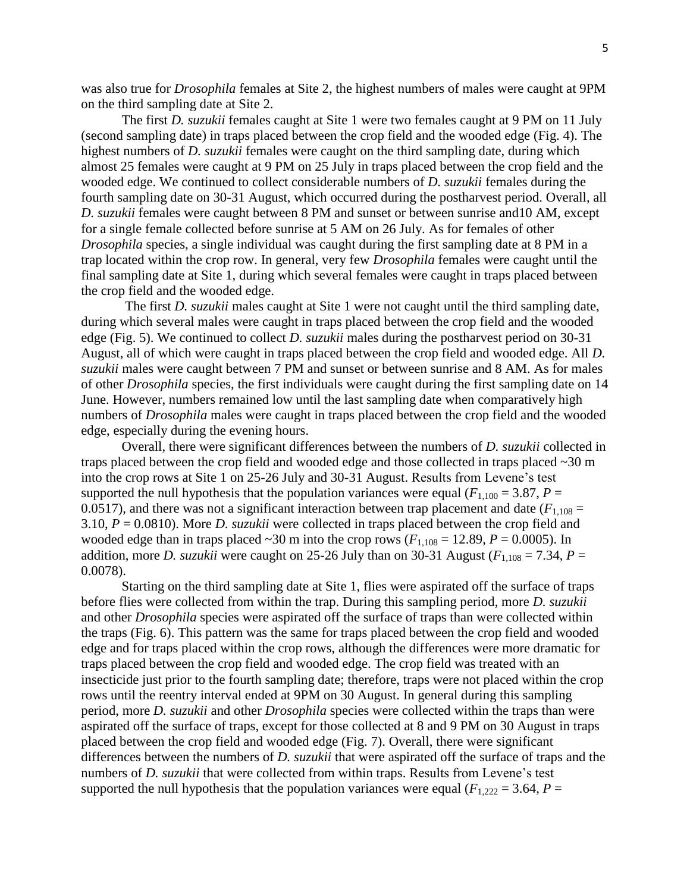was also true for *Drosophila* females at Site 2, the highest numbers of males were caught at 9PM on the third sampling date at Site 2.

The first *D. suzukii* females caught at Site 1 were two females caught at 9 PM on 11 July (second sampling date) in traps placed between the crop field and the wooded edge (Fig. 4). The highest numbers of *D. suzukii* females were caught on the third sampling date, during which almost 25 females were caught at 9 PM on 25 July in traps placed between the crop field and the wooded edge. We continued to collect considerable numbers of *D. suzukii* females during the fourth sampling date on 30-31 August, which occurred during the postharvest period. Overall, all *D. suzukii* females were caught between 8 PM and sunset or between sunrise and10 AM, except for a single female collected before sunrise at 5 AM on 26 July. As for females of other *Drosophila* species, a single individual was caught during the first sampling date at 8 PM in a trap located within the crop row. In general, very few *Drosophila* females were caught until the final sampling date at Site 1, during which several females were caught in traps placed between the crop field and the wooded edge.

The first *D. suzukii* males caught at Site 1 were not caught until the third sampling date, during which several males were caught in traps placed between the crop field and the wooded edge (Fig. 5). We continued to collect *D. suzukii* males during the postharvest period on 30-31 August, all of which were caught in traps placed between the crop field and wooded edge. All *D. suzukii* males were caught between 7 PM and sunset or between sunrise and 8 AM. As for males of other *Drosophila* species, the first individuals were caught during the first sampling date on 14 June. However, numbers remained low until the last sampling date when comparatively high numbers of *Drosophila* males were caught in traps placed between the crop field and the wooded edge, especially during the evening hours.

Overall, there were significant differences between the numbers of *D. suzukii* collected in traps placed between the crop field and wooded edge and those collected in traps placed ~30 m into the crop rows at Site 1 on 25-26 July and 30-31 August. Results from Levene's test supported the null hypothesis that the population variances were equal ($F_{1,100} = 3.87$, $P = 0.0517$), and there was not a significant interaction between trap placement and date ($F_{1,108} = 3.10$, $P = 0.0810$). More *D. suzukii* were collected in traps placed between the crop field and wooded edge than in traps placed ~30 m into the crop rows ($F_{1,108} = 12.89$, $P = 0.0005$). In addition, more *D. suzukii* were caught on 25-26 July than on 30-31 August ($F_{1,108} = 7.34$, $P = 0.0078$).

Starting on the third sampling date at Site 1, flies were aspirated off the surface of traps before flies were collected from within the trap. During this sampling period, more *D. suzukii* and other *Drosophila* species were aspirated off the surface of traps than were collected within the traps (Fig. 6). This pattern was the same for traps placed between the crop field and wooded edge and for traps placed within the crop rows, although the differences were more dramatic for traps placed between the crop field and wooded edge. The crop field was treated with an insecticide just prior to the fourth sampling date; therefore, traps were not placed within the crop rows until the reentry interval ended at 9PM on 30 August. In general during this sampling period, more *D. suzukii* and other *Drosophila* species were collected within the traps than were aspirated off the surface of traps, except for those collected at 8 and 9 PM on 30 August in traps placed between the crop field and wooded edge (Fig. 7). Overall, there were significant differences between the numbers of *D. suzukii* that were aspirated off the surface of traps and the numbers of *D. suzukii* that were collected from within traps. Results from Levene's test supported the null hypothesis that the population variances were equal ($F_{1,222} = 3.64$, $P =$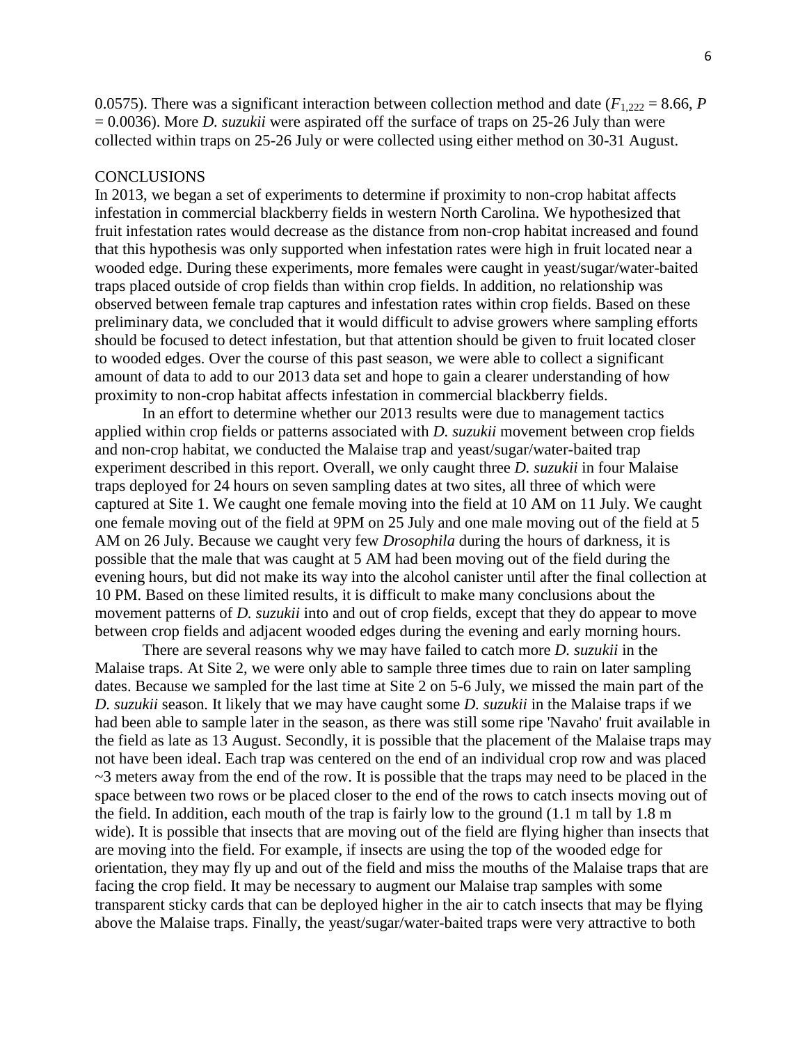0.0575). There was a significant interaction between collection method and date ($F_{1,222} = 8.66$, $P = 0.0036$). More *D. suzukii* were aspirated off the surface of traps on 25-26 July than were collected within traps on 25-26 July or were collected using either method on 30-31 August.

## CONCLUSIONS

In 2013, we began a set of experiments to determine if proximity to non-crop habitat affects infestation in commercial blackberry fields in western North Carolina. We hypothesized that fruit infestation rates would decrease as the distance from non-crop habitat increased and found that this hypothesis was only supported when infestation rates were high in fruit located near a wooded edge. During these experiments, more females were caught in yeast/sugar/water-baited traps placed outside of crop fields than within crop fields. In addition, no relationship was observed between female trap captures and infestation rates within crop fields. Based on these preliminary data, we concluded that it would difficult to advise growers where sampling efforts should be focused to detect infestation, but that attention should be given to fruit located closer to wooded edges. Over the course of this past season, we were able to collect a significant amount of data to add to our 2013 data set and hope to gain a clearer understanding of how proximity to non-crop habitat affects infestation in commercial blackberry fields.

In an effort to determine whether our 2013 results were due to management tactics applied within crop fields or patterns associated with *D. suzukii* movement between crop fields and non-crop habitat, we conducted the Malaise trap and yeast/sugar/water-baited trap experiment described in this report. Overall, we only caught three *D. suzukii* in four Malaise traps deployed for 24 hours on seven sampling dates at two sites, all three of which were captured at Site 1. We caught one female moving into the field at 10 AM on 11 July. We caught one female moving out of the field at 9PM on 25 July and one male moving out of the field at 5 AM on 26 July. Because we caught very few *Drosophila* during the hours of darkness, it is possible that the male that was caught at 5 AM had been moving out of the field during the evening hours, but did not make its way into the alcohol canister until after the final collection at 10 PM. Based on these limited results, it is difficult to make many conclusions about the movement patterns of *D. suzukii* into and out of crop fields, except that they do appear to move between crop fields and adjacent wooded edges during the evening and early morning hours.

There are several reasons why we may have failed to catch more *D. suzukii* in the Malaise traps. At Site 2, we were only able to sample three times due to rain on later sampling dates. Because we sampled for the last time at Site 2 on 5-6 July, we missed the main part of the *D. suzukii* season. It likely that we may have caught some *D. suzukii* in the Malaise traps if we had been able to sample later in the season, as there was still some ripe 'Navaho' fruit available in the field as late as 13 August. Secondly, it is possible that the placement of the Malaise traps may not have been ideal. Each trap was centered on the end of an individual crop row and was placed ~3 meters away from the end of the row. It is possible that the traps may need to be placed in the space between two rows or be placed closer to the end of the rows to catch insects moving out of the field. In addition, each mouth of the trap is fairly low to the ground (1.1 m tall by 1.8 m wide). It is possible that insects that are moving out of the field are flying higher than insects that are moving into the field. For example, if insects are using the top of the wooded edge for orientation, they may fly up and out of the field and miss the mouths of the Malaise traps that are facing the crop field. It may be necessary to augment our Malaise trap samples with some transparent sticky cards that can be deployed higher in the air to catch insects that may be flying above the Malaise traps. Finally, the yeast/sugar/water-baited traps were very attractive to both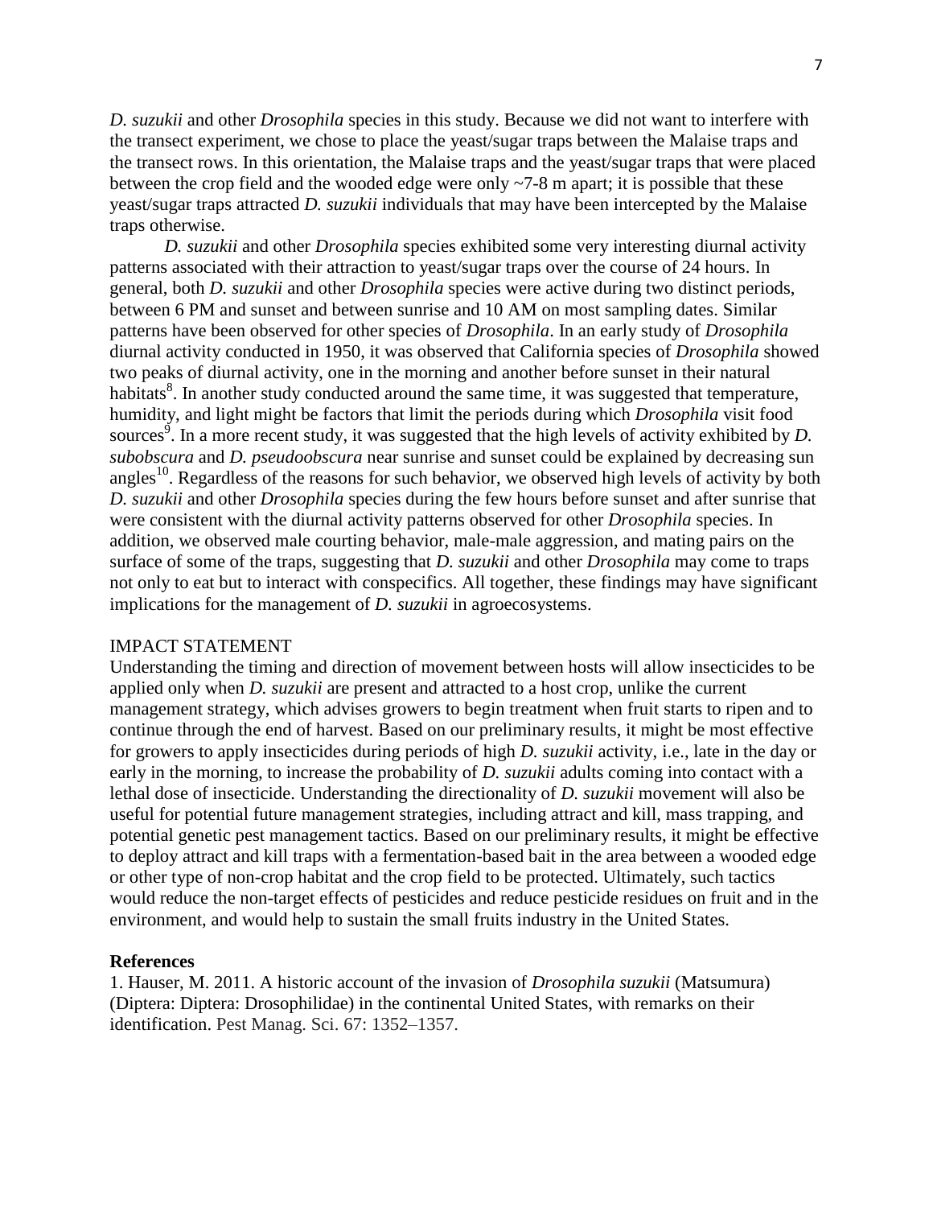*D. suzukii* and other *Drosophila* species in this study. Because we did not want to interfere with the transect experiment, we chose to place the yeast/sugar traps between the Malaise traps and the transect rows. In this orientation, the Malaise traps and the yeast/sugar traps that were placed between the crop field and the wooded edge were only ~7-8 m apart; it is possible that these yeast/sugar traps attracted *D. suzukii* individuals that may have been intercepted by the Malaise traps otherwise.

*D. suzukii* and other *Drosophila* species exhibited some very interesting diurnal activity patterns associated with their attraction to yeast/sugar traps over the course of 24 hours. In general, both *D. suzukii* and other *Drosophila* species were active during two distinct periods, between 6 PM and sunset and between sunrise and 10 AM on most sampling dates. Similar patterns have been observed for other species of *Drosophila*. In an early study of *Drosophila* diurnal activity conducted in 1950, it was observed that California species of *Drosophila* showed two peaks of diurnal activity, one in the morning and another before sunset in their natural habitats[8]. In another study conducted around the same time, it was suggested that temperature, humidity, and light might be factors that limit the periods during which *Drosophila* visit food sources[9]. In a more recent study, it was suggested that the high levels of activity exhibited by *D. subobscura* and *D. pseudoobscura* near sunrise and sunset could be explained by decreasing sun angles[10]. Regardless of the reasons for such behavior, we observed high levels of activity by both *D. suzukii* and other *Drosophila* species during the few hours before sunset and after sunrise that were consistent with the diurnal activity patterns observed for other *Drosophila* species. In addition, we observed male courting behavior, male-male aggression, and mating pairs on the surface of some of the traps, suggesting that *D. suzukii* and other *Drosophila* may come to traps not only to eat but to interact with conspecifics. All together, these findings may have significant implications for the management of *D. suzukii* in agroecosystems.

## IMPACT STATEMENT

Understanding the timing and direction of movement between hosts will allow insecticides to be applied only when *D. suzukii* are present and attracted to a host crop, unlike the current management strategy, which advises growers to begin treatment when fruit starts to ripen and to continue through the end of harvest. Based on our preliminary results, it might be most effective for growers to apply insecticides during periods of high *D. suzukii* activity, i.e., late in the day or early in the morning, to increase the probability of *D. suzukii* adults coming into contact with a lethal dose of insecticide. Understanding the directionality of *D. suzukii* movement will also be useful for potential future management strategies, including attract and kill, mass trapping, and potential genetic pest management tactics. Based on our preliminary results, it might be effective to deploy attract and kill traps with a fermentation-based bait in the area between a wooded edge or other type of non-crop habitat and the crop field to be protected. Ultimately, such tactics would reduce the non-target effects of pesticides and reduce pesticide residues on fruit and in the environment, and would help to sustain the small fruits industry in the United States.

## References

1. Hauser, M. 2011. A historic account of the invasion of *Drosophila suzukii* (Matsumura) (Diptera: Diptera: Drosophilidae) in the continental United States, with remarks on their identification. Pest Manag. Sci. 67: 1352–1357.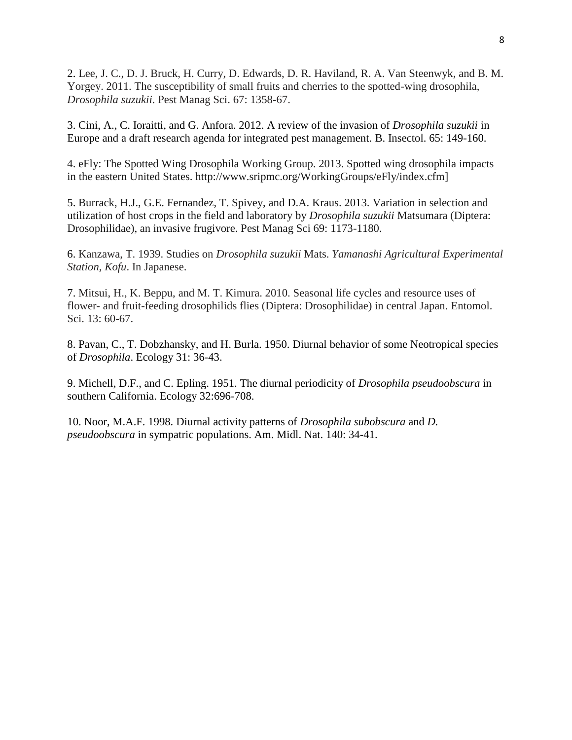2. Lee, J. C., D. J. Bruck, H. Curry, D. Edwards, D. R. Haviland, R. A. Van Steenwyk, and B. M. Yorgey. 2011. The susceptibility of small fruits and cherries to the spotted-wing drosophila, *Drosophila suzukii*. Pest Manag Sci. 67: 1358-67.

3. Cini, A., C. Ioraitti, and G. Anfora. 2012. A review of the invasion of *Drosophila suzukii* in Europe and a draft research agenda for integrated pest management. B. Insectol. 65: 149-160.

4. eFly: The Spotted Wing Drosophila Working Group. 2013. Spotted wing drosophila impacts in the eastern United States. http://www.sripmc.org/WorkingGroups/eFly/index.cfm]

5. Burrack, H.J., G.E. Fernandez, T. Spivey, and D.A. Kraus. 2013. Variation in selection and utilization of host crops in the field and laboratory by *Drosophila suzukii* Matsumara (Diptera: Drosophilidae), an invasive frugivore. Pest Manag Sci 69: 1173-1180.

6. Kanzawa, T. 1939. Studies on *Drosophila suzukii* Mats. *Yamanashi Agricultural Experimental Station, Kofu*. In Japanese.

7. Mitsui, H., K. Beppu, and M. T. Kimura. 2010. Seasonal life cycles and resource uses of flower- and fruit-feeding drosophilids flies (Diptera: Drosophilidae) in central Japan. Entomol. Sci. 13: 60-67.

8. Pavan, C., T. Dobzhansky, and H. Burla. 1950. Diurnal behavior of some Neotropical species of *Drosophila*. Ecology 31: 36-43.

9. Michell, D.F., and C. Epling. 1951. The diurnal periodicity of *Drosophila pseudoobscura* in southern California. Ecology 32:696-708.

10. Noor, M.A.F. 1998. Diurnal activity patterns of *Drosophila subobscura* and *D. pseudoobscura* in sympatric populations. Am. Midl. Nat. 140: 34-41.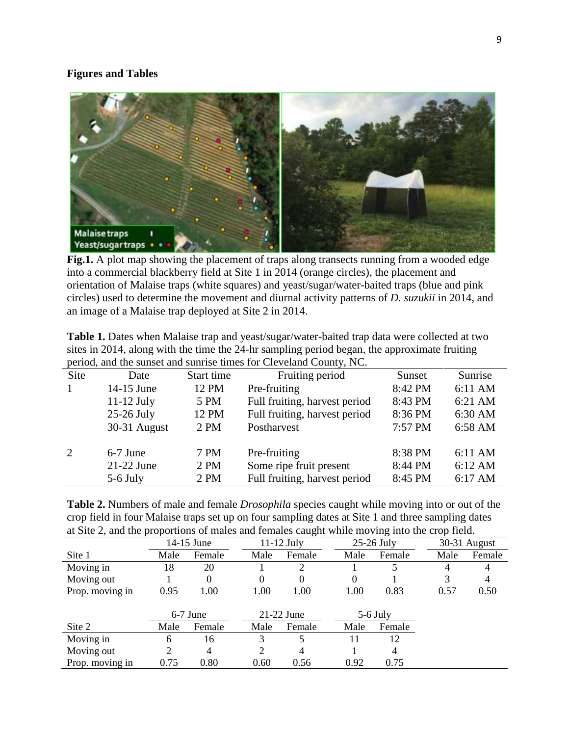## Figures and Tables

**Fig.1.** A plot map showing the placement of traps along transects running from a wooded edge into a commercial blackberry field at Site 1 in 2014 (orange circles), the placement and orientation of Malaise traps (white squares) and yeast/sugar/water-baited traps (blue and pink circles) used to determine the movement and diurnal activity patterns of *D. suzukii* in 2014, and an image of a Malaise trap deployed at Site 2 in 2014.

**Table 1.** Dates when Malaise trap and yeast/sugar/water-baited trap data were collected at two sites in 2014, along with the time the 24-hr sampling period began, the approximate fruiting period, and the sunset and sunrise times for Cleveland County, NC.

| Site | Date | Start time | Fruiting period | Sunset | Sunrise |
|---|---|---|---|---|---|
| 1 | 14-15 June | 12 PM | Pre-fruiting | 8:42 PM | 6:11 AM |
| | 11-12 July | 5 PM | Full fruiting, harvest period | 8:43 PM | 6:21 AM |
| | 25-26 July | 12 PM | Full fruiting, harvest period | 8:36 PM | 6:30 AM |
| | 30-31 August | 2 PM | Postharvest | 7:57 PM | 6:58 AM |
| 2 | 6-7 June | 7 PM | Pre-fruiting | 8:38 PM | 6:11 AM |
| | 21-22 June | 2 PM | Some ripe fruit present | 8:44 PM | 6:12 AM |
| | 5-6 July | 2 PM | Full fruiting, harvest period | 8:45 PM | 6:17 AM |

**Table 2.** Numbers of male and female *Drosophila* species caught while moving into or out of the crop field in four Malaise traps set up on four sampling dates at Site 1 and three sampling dates at Site 2, and the proportions of males and females caught while moving into the crop field.

| | 14-15 June | | 11-12 July | | 25-26 July | | 30-31 August | |
|---|---|---|---|---|---|---|---|---|
| Site 1 | Male | Female | Male | Female | Male | Female | Male | Female |
| Moving in | 18 | 20 | 1 | 2 | 1 | 5 | 4 | 4 |
| Moving out | 1 | 0 | 0 | 0 | 0 | 1 | 3 | 4 |
| Prop. moving in | 0.95 | 1.00 | 1.00 | 1.00 | 1.00 | 0.83 | 0.57 | 0.50 |

| | 6-7 June | | 21-22 June | | 5-6 July | |
|---|---|---|---|---|---|---|
| Site 2 | Male | Female | Male | Female | Male | Female |
| Moving in | 6 | 16 | 3 | 5 | 11 | 12 |
| Moving out | 2 | 4 | 2 | 4 | 1 | 4 |
| Prop. moving in | 0.75 | 0.80 | 0.60 | 0.56 | 0.92 | 0.75 |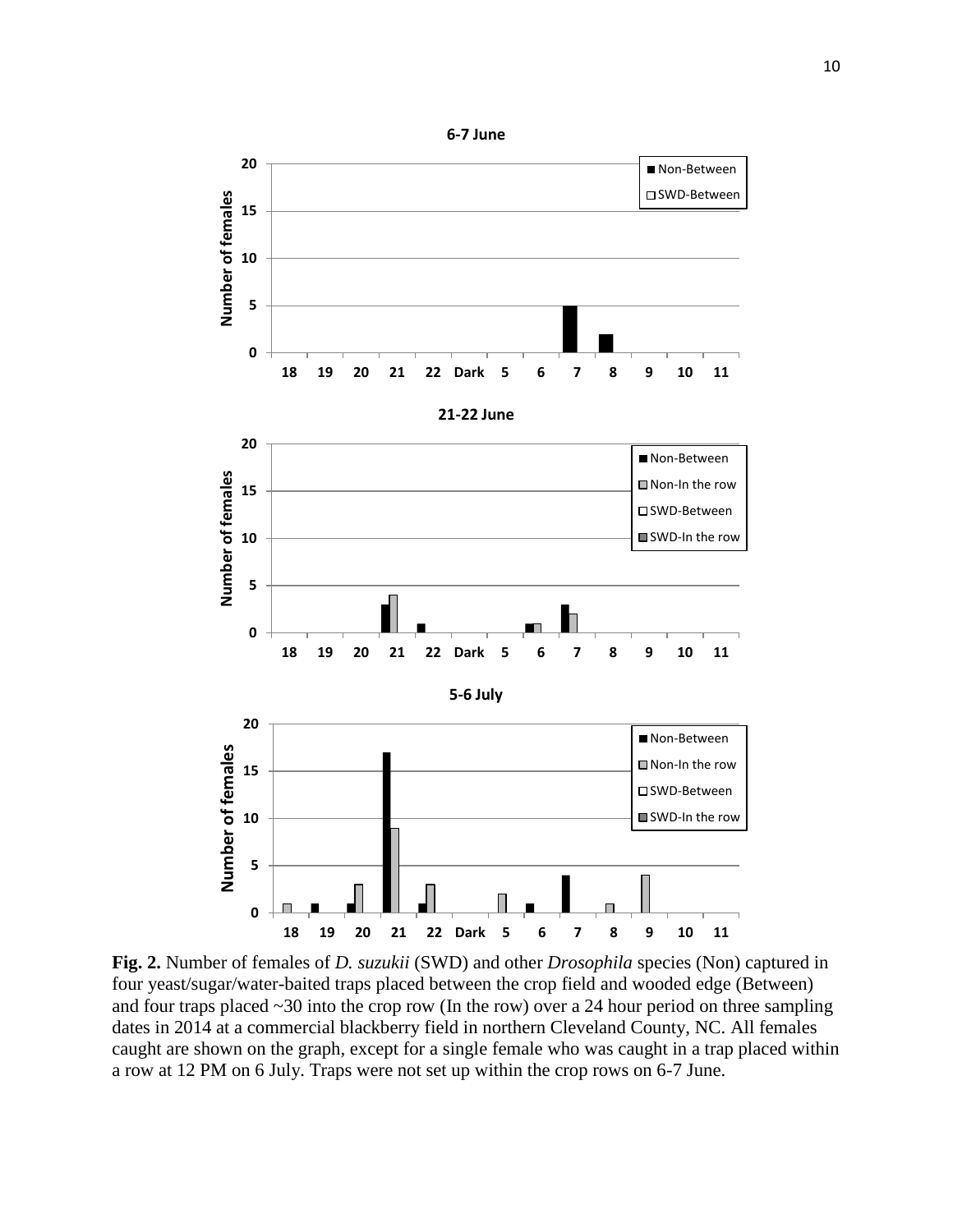**Fig. 2.** Number of females of *D. suzukii* (SWD) and other *Drosophila* species (Non) captured in four yeast/sugar/water-baited traps placed between the crop field and wooded edge (Between) and four traps placed ~30 into the crop row (In the row) over a 24 hour period on three sampling dates in 2014 at a commercial blackberry field in northern Cleveland County, NC. All females caught are shown on the graph, except for a single female who was caught in a trap placed within a row at 12 PM on 6 July. Traps were not set up within the crop rows on 6-7 June.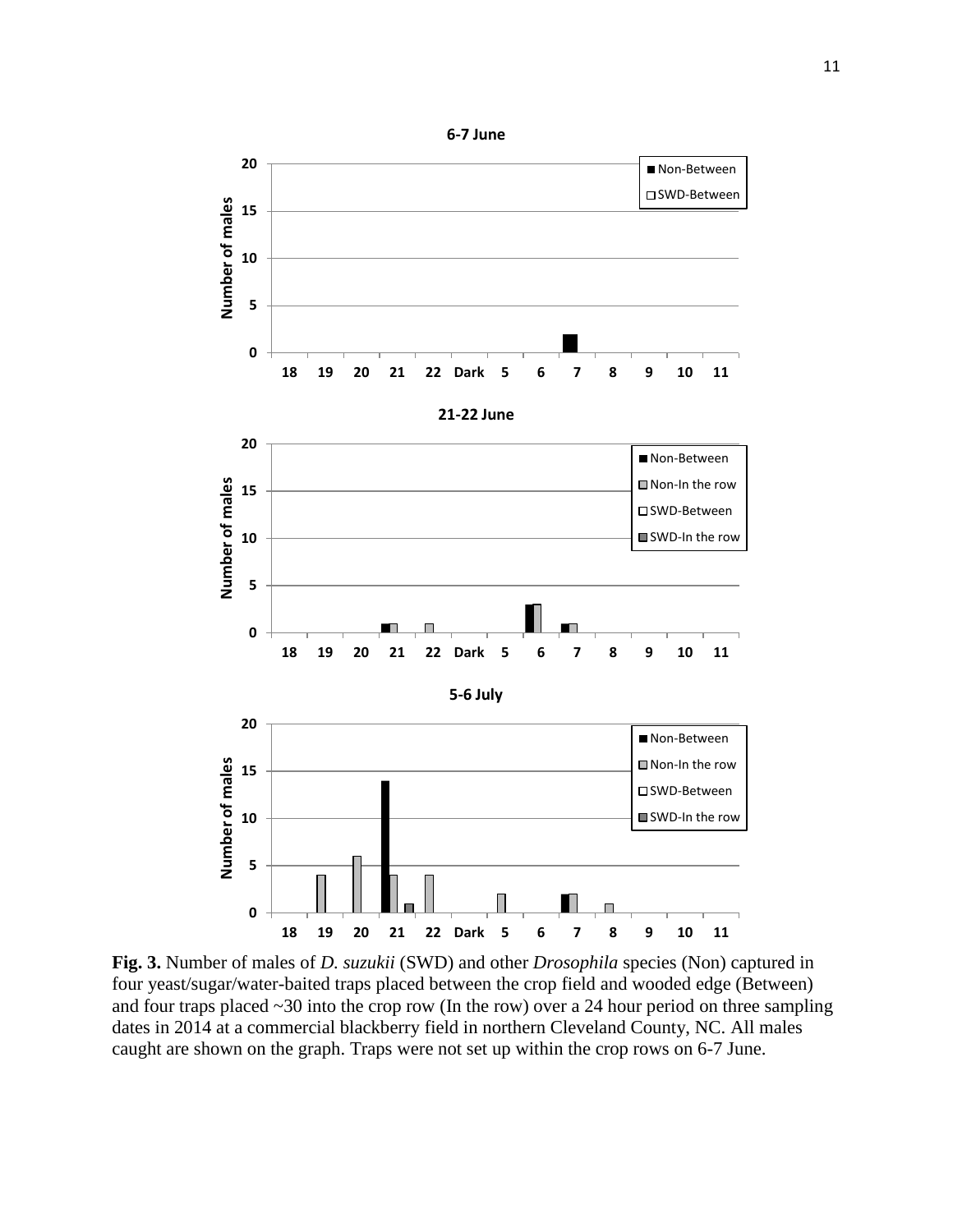**Fig. 3.** Number of males of *D. suzukii* (SWD) and other *Drosophila* species (Non) captured in four yeast/sugar/water-baited traps placed between the crop field and wooded edge (Between) and four traps placed ~30 into the crop row (In the row) over a 24 hour period on three sampling dates in 2014 at a commercial blackberry field in northern Cleveland County, NC. All males caught are shown on the graph. Traps were not set up within the crop rows on 6-7 June.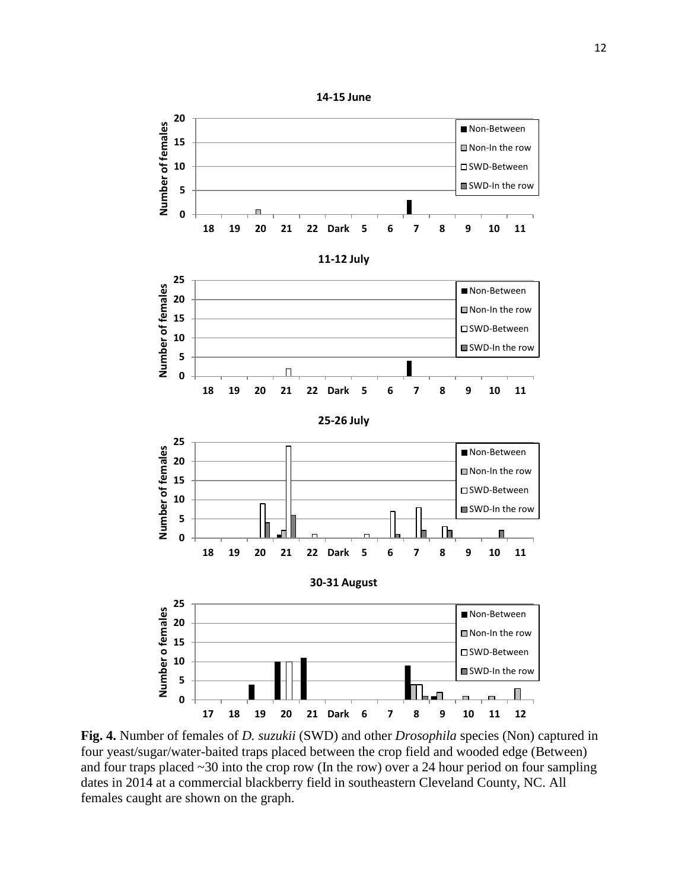**Fig. 4.** Number of females of *D. suzukii* (SWD) and other *Drosophila* species (Non) captured in four yeast/sugar/water-baited traps placed between the crop field and wooded edge (Between) and four traps placed ~30 into the crop row (In the row) over a 24 hour period on four sampling dates in 2014 at a commercial blackberry field in southeastern Cleveland County, NC. All females caught are shown on the graph.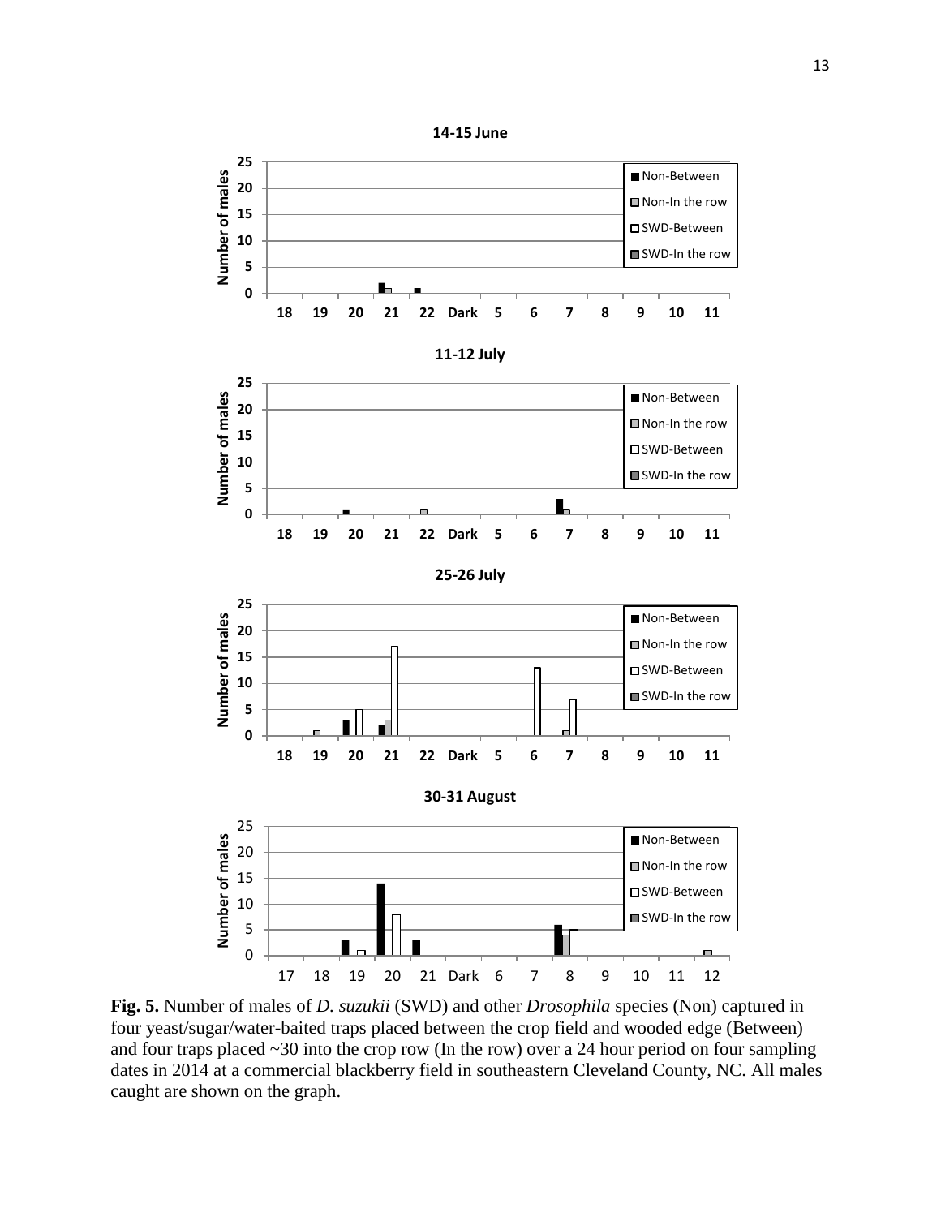**Fig. 5.** Number of males of *D. suzukii* (SWD) and other *Drosophila* species (Non) captured in four yeast/sugar/water-baited traps placed between the crop field and wooded edge (Between) and four traps placed ~30 into the crop row (In the row) over a 24 hour period on four sampling dates in 2014 at a commercial blackberry field in southeastern Cleveland County, NC. All males caught are shown on the graph.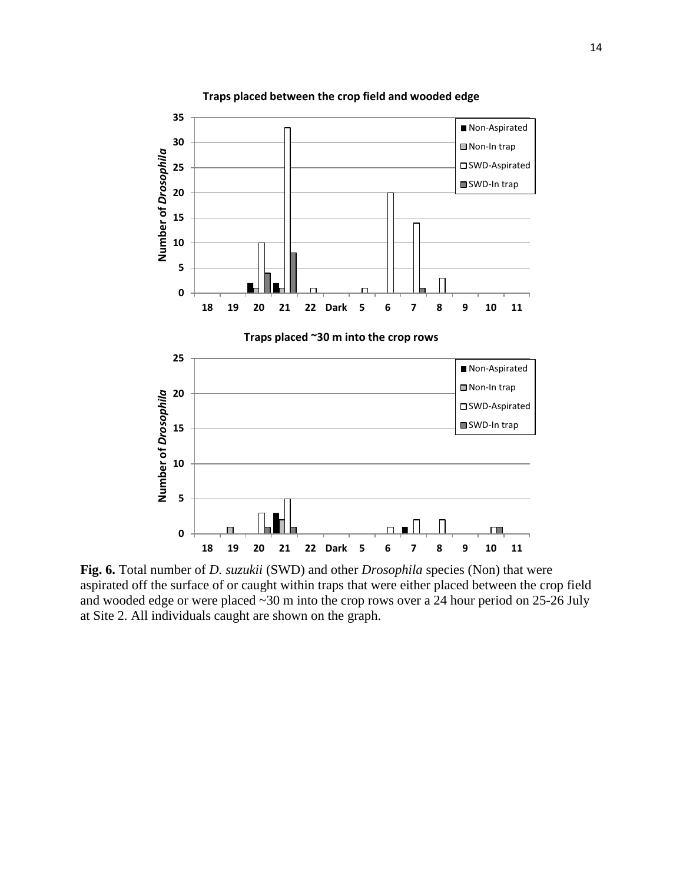**Fig. 6.** Total number of *D. suzukii* (SWD) and other *Drosophila* species (Non) that were aspirated off the surface of or caught within traps that were either placed between the crop field and wooded edge or were placed ~30 m into the crop rows over a 24 hour period on 25-26 July at Site 2. All individuals caught are shown on the graph.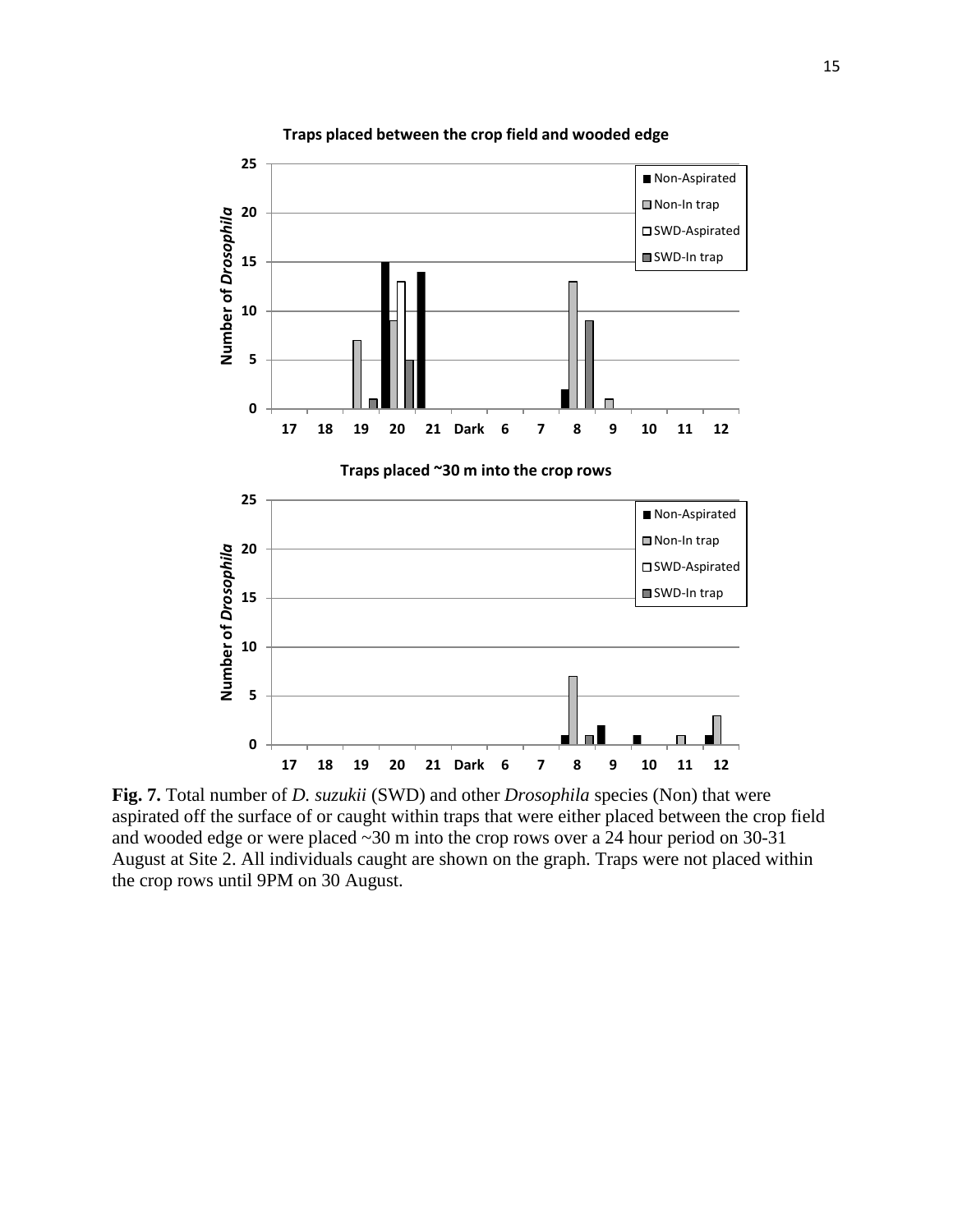**Traps placed between the crop field and wooded edge**

Number of *Drosophila*

25
20
15
10
5
0

17 18 19 20 21 Dark 6 7 8 9 10 11 12

Non-Aspirated
Non-In trap
SWD-Aspirated
SWD-In trap

**Traps placed ~30 m into the crop rows**

Number of *Drosophila*

25
20
15
10
5
0

17 18 19 20 21 Dark 6 7 8 9 10 11 12

Non-Aspirated
Non-In trap
SWD-Aspirated
SWD-In trap

**Fig. 7.** Total number of *D. suzukii* (SWD) and other *Drosophila* species (Non) that were aspirated off the surface of or caught within traps that were either placed between the crop field and wooded edge or were placed ~30 m into the crop rows over a 24 hour period on 30-31 August at Site 2. All individuals caught are shown on the graph. Traps were not placed within the crop rows until 9PM on 30 August.